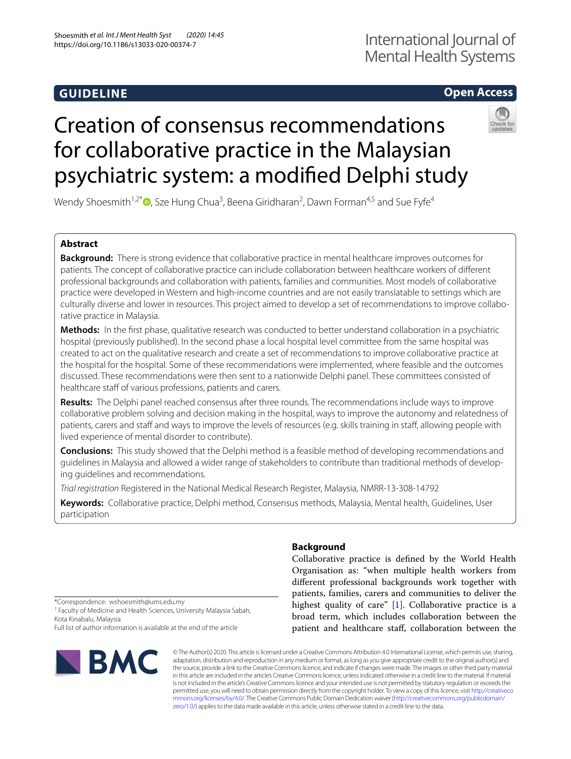# GUIDELINE

**Open Access**

# Creation of consensus recommendations for collaborative practice in the Malaysian psychiatric system: a modified Delphi study

Wendy Shoesmith[1,2*], Sze Hung Chua[3], Beena Giridharan[2], Dawn Forman[4,5] and Sue Fyfe[4]

## Abstract

**Background:** There is strong evidence that collaborative practice in mental healthcare improves outcomes for patients. The concept of collaborative practice can include collaboration between healthcare workers of different professional backgrounds and collaboration with patients, families and communities. Most models of collaborative practice were developed in Western and high-income countries and are not easily translatable to settings which are culturally diverse and lower in resources. This project aimed to develop a set of recommendations to improve collaborative practice in Malaysia.

**Methods:** In the first phase, qualitative research was conducted to better understand collaboration in a psychiatric hospital (previously published). In the second phase a local hospital level committee from the same hospital was created to act on the qualitative research and create a set of recommendations to improve collaborative practice at the hospital for the hospital. Some of these recommendations were implemented, where feasible and the outcomes discussed. These recommendations were then sent to a nationwide Delphi panel. These committees consisted of healthcare staff of various professions, patients and carers.

**Results:** The Delphi panel reached consensus after three rounds. The recommendations include ways to improve collaborative problem solving and decision making in the hospital, ways to improve the autonomy and relatedness of patients, carers and staff and ways to improve the levels of resources (e.g. skills training in staff, allowing people with lived experience of mental disorder to contribute).

**Conclusions:** This study showed that the Delphi method is a feasible method of developing recommendations and guidelines in Malaysia and allowed a wider range of stakeholders to contribute than traditional methods of developing guidelines and recommendations.

*Trial registration* Registered in the National Medical Research Register, Malaysia, NMRR-13-308-14792

**Keywords:** Collaborative practice, Delphi method, Consensus methods, Malaysia, Mental health, Guidelines, User participation

## Background

Collaborative practice is defined by the World Health Organisation as: "when multiple health workers from different professional backgrounds work together with patients, families, carers and communities to deliver the highest quality of care" [1]. Collaborative practice is a broad term, which includes collaboration between the patient and healthcare staff, collaboration between the

*Correspondence: wshoesmith@ums.edu.my
[1] Faculty of Medicine and Health Sciences, University Malaysia Sabah, Kota Kinabalu, Malaysia
Full list of author information is available at the end of the article

© The Author(s) 2020. This article is licensed under a Creative Commons Attribution 4.0 International License, which permits use, sharing, adaptation, distribution and reproduction in any medium or format, as long as you give appropriate credit to the original author(s) and the source, provide a link to the Creative Commons licence, and indicate if changes were made. The images or other third party material in this article are included in the article's Creative Commons licence, unless indicated otherwise in a credit line to the material. If material is not included in the article's Creative Commons licence and your intended use is not permitted by statutory regulation or exceeds the permitted use, you will need to obtain permission directly from the copyright holder. To view a copy of this licence, visit http://creativecommons.org/licenses/by/4.0/. The Creative Commons Public Domain Dedication waiver (http://creativecommons.org/publicdomain/zero/1.0/) applies to the data made available in this article, unless otherwise stated in a credit line to the data.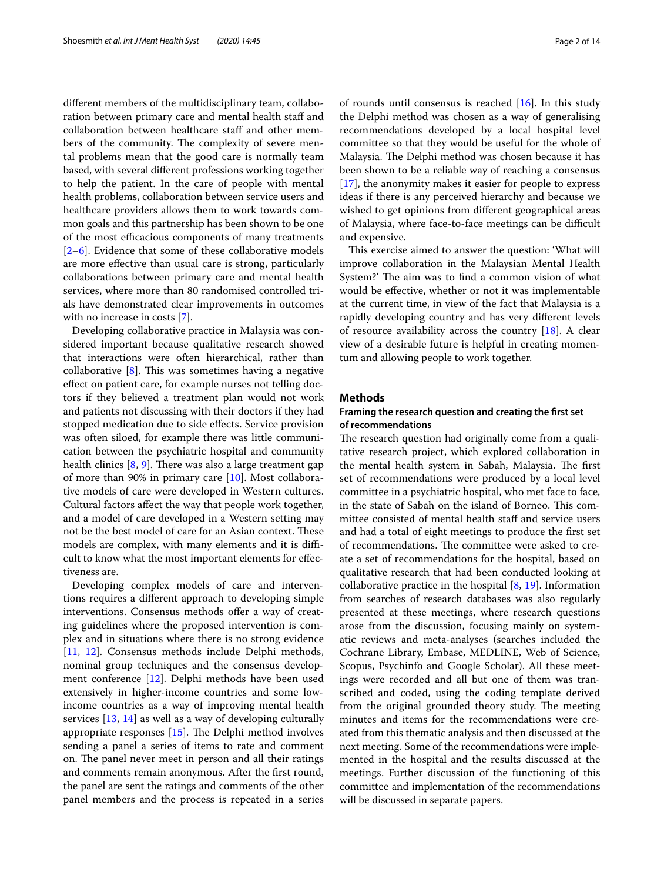different members of the multidisciplinary team, collaboration between primary care and mental health staff and collaboration between healthcare staff and other members of the community. The complexity of severe mental problems mean that the good care is normally team based, with several different professions working together to help the patient. In the care of people with mental health problems, collaboration between service users and healthcare providers allows them to work towards common goals and this partnership has been shown to be one of the most efficacious components of many treatments [2–6]. Evidence that some of these collaborative models are more effective than usual care is strong, particularly collaborations between primary care and mental health services, where more than 80 randomised controlled trials have demonstrated clear improvements in outcomes with no increase in costs [7].

Developing collaborative practice in Malaysia was considered important because qualitative research showed that interactions were often hierarchical, rather than collaborative [8]. This was sometimes having a negative effect on patient care, for example nurses not telling doctors if they believed a treatment plan would not work and patients not discussing with their doctors if they had stopped medication due to side effects. Service provision was often siloed, for example there was little communication between the psychiatric hospital and community health clinics [8, 9]. There was also a large treatment gap of more than 90% in primary care [10]. Most collaborative models of care were developed in Western cultures. Cultural factors affect the way that people work together, and a model of care developed in a Western setting may not be the best model of care for an Asian context. These models are complex, with many elements and it is difficult to know what the most important elements for effectiveness are.

Developing complex models of care and interventions requires a different approach to developing simple interventions. Consensus methods offer a way of creating guidelines where the proposed intervention is complex and in situations where there is no strong evidence [11, 12]. Consensus methods include Delphi methods, nominal group techniques and the consensus development conference [12]. Delphi methods have been used extensively in higher-income countries and some low-income countries as a way of improving mental health services [13, 14] as well as a way of developing culturally appropriate responses [15]. The Delphi method involves sending a panel a series of items to rate and comment on. The panel never meet in person and all their ratings and comments remain anonymous. After the first round, the panel are sent the ratings and comments of the other panel members and the process is repeated in a series of rounds until consensus is reached [16]. In this study the Delphi method was chosen as a way of generalising recommendations developed by a local hospital level committee so that they would be useful for the whole of Malaysia. The Delphi method was chosen because it has been shown to be a reliable way of reaching a consensus [17], the anonymity makes it easier for people to express ideas if there is any perceived hierarchy and because we wished to get opinions from different geographical areas of Malaysia, where face-to-face meetings can be difficult and expensive.

This exercise aimed to answer the question: 'What will improve collaboration in the Malaysian Mental Health System?' The aim was to find a common vision of what would be effective, whether or not it was implementable at the current time, in view of the fact that Malaysia is a rapidly developing country and has very different levels of resource availability across the country [18]. A clear view of a desirable future is helpful in creating momentum and allowing people to work together.

## Methods

### Framing the research question and creating the first set of recommendations

The research question had originally come from a qualitative research project, which explored collaboration in the mental health system in Sabah, Malaysia. The first set of recommendations were produced by a local level committee in a psychiatric hospital, who met face to face, in the state of Sabah on the island of Borneo. This committee consisted of mental health staff and service users and had a total of eight meetings to produce the first set of recommendations. The committee were asked to create a set of recommendations for the hospital, based on qualitative research that had been conducted looking at collaborative practice in the hospital [8, 19]. Information from searches of research databases was also regularly presented at these meetings, where research questions arose from the discussion, focusing mainly on systematic reviews and meta-analyses (searches included the Cochrane Library, Embase, MEDLINE, Web of Science, Scopus, Psychinfo and Google Scholar). All these meetings were recorded and all but one of them was transcribed and coded, using the coding template derived from the original grounded theory study. The meeting minutes and items for the recommendations were created from this thematic analysis and then discussed at the next meeting. Some of the recommendations were implemented in the hospital and the results discussed at the meetings. Further discussion of the functioning of this committee and implementation of the recommendations will be discussed in separate papers.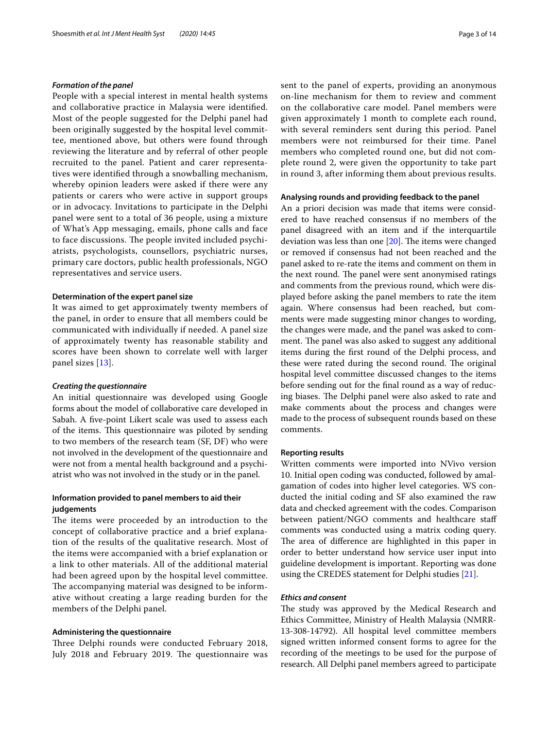### *Formation of the panel*

People with a special interest in mental health systems and collaborative practice in Malaysia were identified. Most of the people suggested for the Delphi panel had been originally suggested by the hospital level committee, mentioned above, but others were found through reviewing the literature and by referral of other people recruited to the panel. Patient and carer representatives were identified through a snowballing mechanism, whereby opinion leaders were asked if there were any patients or carers who were active in support groups or in advocacy. Invitations to participate in the Delphi panel were sent to a total of 36 people, using a mixture of What's App messaging, emails, phone calls and face to face discussions. The people invited included psychiatrists, psychologists, counsellors, psychiatric nurses, primary care doctors, public health professionals, NGO representatives and service users.

#### Determination of the expert panel size

It was aimed to get approximately twenty members of the panel, in order to ensure that all members could be communicated with individually if needed. A panel size of approximately twenty has reasonable stability and scores have been shown to correlate well with larger panel sizes [13].

### *Creating the questionnaire*

An initial questionnaire was developed using Google forms about the model of collaborative care developed in Sabah. A five-point Likert scale was used to assess each of the items. This questionnaire was piloted by sending to two members of the research team (SF, DF) who were not involved in the development of the questionnaire and were not from a mental health background and a psychiatrist who was not involved in the study or in the panel.

#### Information provided to panel members to aid their judgements

The items were proceeded by an introduction to the concept of collaborative practice and a brief explanation of the results of the qualitative research. Most of the items were accompanied with a brief explanation or a link to other materials. All of the additional material had been agreed upon by the hospital level committee. The accompanying material was designed to be informative without creating a large reading burden for the members of the Delphi panel.

#### Administering the questionnaire

Three Delphi rounds were conducted February 2018, July 2018 and February 2019. The questionnaire was sent to the panel of experts, providing an anonymous on-line mechanism for them to review and comment on the collaborative care model. Panel members were given approximately 1 month to complete each round, with several reminders sent during this period. Panel members were not reimbursed for their time. Panel members who completed round one, but did not complete round 2, were given the opportunity to take part in round 3, after informing them about previous results.

#### Analysing rounds and providing feedback to the panel

An a priori decision was made that items were considered to have reached consensus if no members of the panel disagreed with an item and if the interquartile deviation was less than one [20]. The items were changed or removed if consensus had not been reached and the panel asked to re-rate the items and comment on them in the next round. The panel were sent anonymised ratings and comments from the previous round, which were displayed before asking the panel members to rate the item again. Where consensus had been reached, but comments were made suggesting minor changes to wording, the changes were made, and the panel was asked to comment. The panel was also asked to suggest any additional items during the first round of the Delphi process, and these were rated during the second round. The original hospital level committee discussed changes to the items before sending out for the final round as a way of reducing biases. The Delphi panel were also asked to rate and make comments about the process and changes were made to the process of subsequent rounds based on these comments.

#### Reporting results

Written comments were imported into NVivo version 10. Initial open coding was conducted, followed by amalgamation of codes into higher level categories. WS conducted the initial coding and SF also examined the raw data and checked agreement with the codes. Comparison between patient/NGO comments and healthcare staff comments was conducted using a matrix coding query. The area of difference are highlighted in this paper in order to better understand how service user input into guideline development is important. Reporting was done using the CREDES statement for Delphi studies [21].

### *Ethics and consent*

The study was approved by the Medical Research and Ethics Committee, Ministry of Health Malaysia (NMRR-13-308-14792). All hospital level committee members signed written informed consent forms to agree for the recording of the meetings to be used for the purpose of research. All Delphi panel members agreed to participate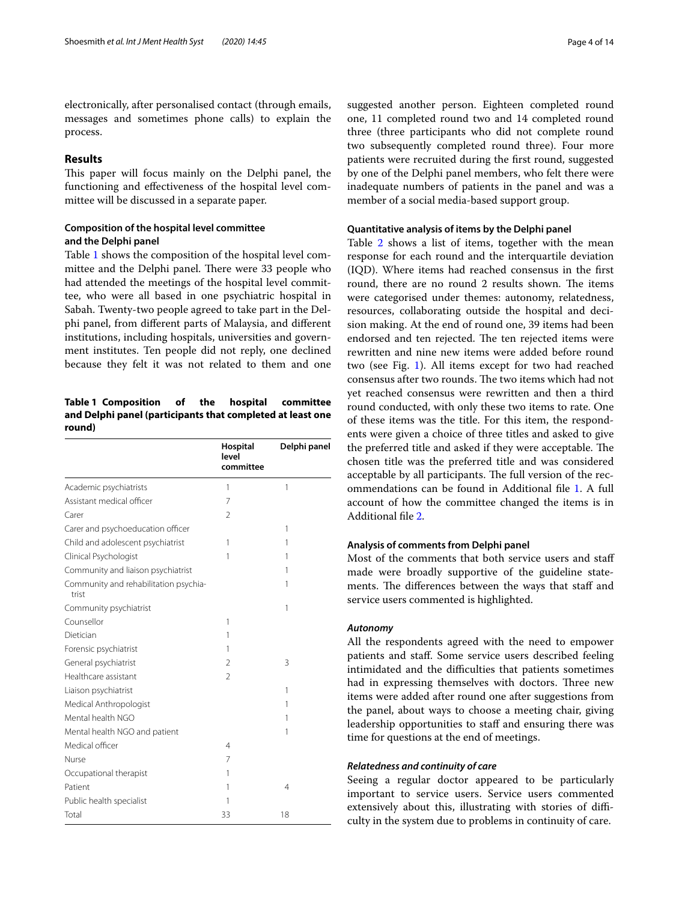electronically, after personalised contact (through emails, messages and sometimes phone calls) to explain the process.

## Results

This paper will focus mainly on the Delphi panel, the functioning and effectiveness of the hospital level committee will be discussed in a separate paper.

### Composition of the hospital level committee and the Delphi panel

Table 1 shows the composition of the hospital level committee and the Delphi panel. There were 33 people who had attended the meetings of the hospital level committee, who were all based in one psychiatric hospital in Sabah. Twenty-two people agreed to take part in the Delphi panel, from different parts of Malaysia, and different institutions, including hospitals, universities and government institutes. Ten people did not reply, one declined because they felt it was not related to them and one suggested another person. Eighteen completed round one, 11 completed round two and 14 completed round three (three participants who did not complete round two subsequently completed round three). Four more patients were recruited during the first round, suggested by one of the Delphi panel members, who felt there were inadequate numbers of patients in the panel and was a member of a social media-based support group.

**Table 1 Composition of the hospital committee and Delphi panel (participants that completed at least one round)**

| | Hospital level committee | Delphi panel |
|---|---|---|
| Academic psychiatrists | 1 | 1 |
| Assistant medical officer | 7 | |
| Carer | 2 | |
| Carer and psychoeducation officer | | 1 |
| Child and adolescent psychiatrist | 1 | 1 |
| Clinical Psychologist | 1 | 1 |
| Community and liaison psychiatrist | | 1 |
| Community and rehabilitation psychiatrist | | 1 |
| Community psychiatrist | | 1 |
| Counsellor | 1 | |
| Dietician | 1 | |
| Forensic psychiatrist | 1 | |
| General psychiatrist | 2 | 3 |
| Healthcare assistant | 2 | |
| Liaison psychiatrist | | 1 |
| Medical Anthropologist | | 1 |
| Mental health NGO | | 1 |
| Mental health NGO and patient | | 1 |
| Medical officer | 4 | |
| Nurse | 7 | |
| Occupational therapist | 1 | |
| Patient | 1 | 4 |
| Public health specialist | 1 | |
| Total | 33 | 18 |

### Quantitative analysis of items by the Delphi panel

Table 2 shows a list of items, together with the mean response for each round and the interquartile deviation (IQD). Where items had reached consensus in the first round, there are no round 2 results shown. The items were categorised under themes: autonomy, relatedness, resources, collaborating outside the hospital and decision making. At the end of round one, 39 items had been endorsed and ten rejected. The ten rejected items were rewritten and nine new items were added before round two (see Fig. 1). All items except for two had reached consensus after two rounds. The two items which had not yet reached consensus were rewritten and then a third round conducted, with only these two items to rate. One of these items was the title. For this item, the respondents were given a choice of three titles and asked to give the preferred title and asked if they were acceptable. The chosen title was the preferred title and was considered acceptable by all participants. The full version of the recommendations can be found in Additional file 1. A full account of how the committee changed the items is in Additional file 2.

### Analysis of comments from Delphi panel

Most of the comments that both service users and staff made were broadly supportive of the guideline statements. The differences between the ways that staff and service users commented is highlighted.

#### *Autonomy*

All the respondents agreed with the need to empower patients and staff. Some service users described feeling intimidated and the difficulties that patients sometimes had in expressing themselves with doctors. Three new items were added after round one after suggestions from the panel, about ways to choose a meeting chair, giving leadership opportunities to staff and ensuring there was time for questions at the end of meetings.

#### *Relatedness and continuity of care*

Seeing a regular doctor appeared to be particularly important to service users. Service users commented extensively about this, illustrating with stories of difficulty in the system due to problems in continuity of care.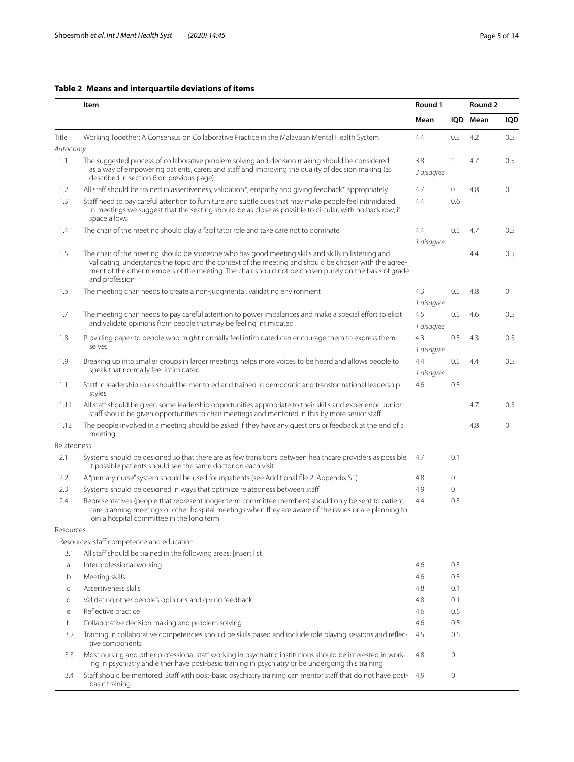## Table 2 Means and interquartile deviations of items

| | Item | Round 1 | | Round 2 | |
|---|---|---|---|---|---|
| | | Mean | IQD | Mean | IQD |
| Title | Working Together: A Consensus on Collaborative Practice in the Malaysian Mental Health System | 4.4 | 0.5 | 4.2 | 0.5 |
| *Autonomy* | | | | | |
| 1.1 | The suggested process of collaborative problem solving and decision making should be considered as a way of empowering patients, carers and staff and improving the quality of decision making (as described in section 6 on previous page) | 3.8 *3 disagree* | 1 | 4.7 | 0.5 |
| 1.2 | All staff should be trained in assertiveness, validation*, empathy and giving feedback* appropriately | 4.7 | 0 | 4.8 | 0 |
| 1.3 | Staff need to pay careful attention to furniture and subtle cues that may make people feel intimidated. In meetings we suggest that the seating should be as close as possible to circular, with no back row, if space allows | 4.4 | 0.6 | | |
| 1.4 | The chair of the meeting should play a facilitator role and take care not to dominate | 4.4 *1 disagree* | 0.5 | 4.7 | 0.5 |
| 1.5 | The chair of the meeting should be someone who has good meeting skills and skills in listening and validating, understands the topic and the context of the meeting and should be chosen with the agreement of the other members of the meeting. The chair should not be chosen purely on the basis of grade and profession | | | 4.4 | 0.5 |
| 1.6 | The meeting chair needs to create a non-judgmental, validating environment | 4.3 *1 disagree* | 0.5 | 4.8 | 0 |
| 1.7 | The meeting chair needs to pay careful attention to power imbalances and make a special effort to elicit and validate opinions from people that may be feeling intimidated | 4.5 *1 disagree* | 0.5 | 4.6 | 0.5 |
| 1.8 | Providing paper to people who might normally feel intimidated can encourage them to express themselves | 4.3 *1 disagree* | 0.5 | 4.3 | 0.5 |
| 1.9 | Breaking up into smaller groups in larger meetings helps more voices to be heard and allows people to speak that normally feel intimidated | 4.4 *1 disagree* | 0.5 | 4.4 | 0.5 |
| 1.1 | Staff in leadership roles should be mentored and trained in democratic and transformational leadership styles | 4.6 | 0.5 | | |
| 1.11 | All staff should be given some leadership opportunities appropriate to their skills and experience. Junior staff should be given opportunities to chair meetings and mentored in this by more senior staff | | | 4.7 | 0.5 |
| 1.12 | The people involved in a meeting should be asked if they have any questions or feedback at the end of a meeting | | | 4.8 | 0 |
| Relatedness | | | | | |
| 2.1 | Systems should be designed so that there are as few transitions between healthcare providers as possible. If possible patients should see the same doctor on each visit | 4.7 | 0.1 | | |
| 2.2 | A "primary nurse" system should be used for inpatients (see Additional file 2: Appendix S1) | 4.8 | 0 | | |
| 2.3 | Systems should be designed in ways that optimize relatedness between staff | 4.9 | 0 | | |
| 2.4 | Representatives (people that represent longer term committee members) should only be sent to patient care planning meetings or other hospital meetings when they are aware of the issues or are planning to join a hospital committee in the long term | 4.4 | 0.5 | | |
| Resources | | | | | |
| | Resources: staff competence and education | | | | |
| 3.1 | All staff should be trained in the following areas: [insert list | | | | |
| a | Interprofessional working | 4.6 | 0.5 | | |
| b | Meeting skills | 4.6 | 0.5 | | |
| c | Assertiveness skills | 4.8 | 0.1 | | |
| d | Validating other people's opinions and giving feedback | 4.8 | 0.1 | | |
| e | Reflective practice | 4.6 | 0.5 | | |
| f | Collaborative decision making and problem solving | 4.6 | 0.5 | | |
| 3.2 | Training in collaborative competencies should be skills based and include role playing sessions and reflective components | 4.5 | 0.5 | | |
| 3.3 | Most nursing and other professional staff working in psychiatric institutions should be interested in working in psychiatry and either have post-basic training in psychiatry or be undergoing this training | 4.8 | 0 | | |
| 3.4 | Staff should be mentored. Staff with post-basic psychiatry training can mentor staff that do not have post-basic training | 4.9 | 0 | | |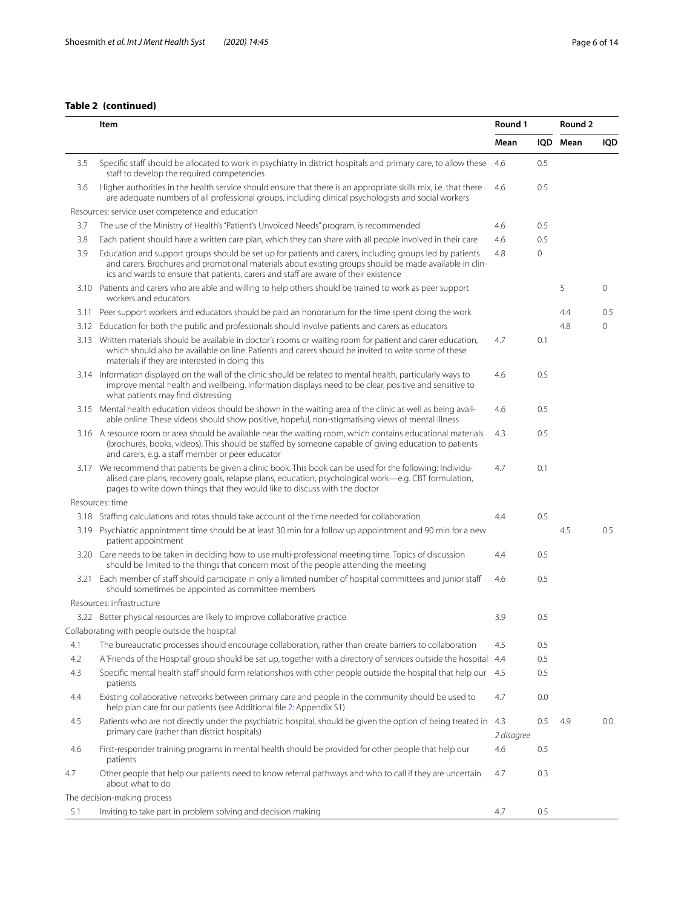**Table 2 (continued)**

| | Item | Round 1 | | Round 2 | |
|---|---|---|---|---|---|
| | | Mean | IQD | Mean | IQD |
| 3.5 | Specific staff should be allocated to work in psychiatry in district hospitals and primary care, to allow these staff to develop the required competencies | 4.6 | 0.5 | | |
| 3.6 | Higher authorities in the health service should ensure that there is an appropriate skills mix, i.e. that there are adequate numbers of all professional groups, including clinical psychologists and social workers | 4.6 | 0.5 | | |
| | Resources: service user competence and education | | | | |
| 3.7 | The use of the Ministry of Health's "Patient's Unvoiced Needs" program, is recommended | 4.6 | 0.5 | | |
| 3.8 | Each patient should have a written care plan, which they can share with all people involved in their care | 4.6 | 0.5 | | |
| 3.9 | Education and support groups should be set up for patients and carers, including groups led by patients and carers. Brochures and promotional materials about existing groups should be made available in clinics and wards to ensure that patients, carers and staff are aware of their existence | 4.8 | 0 | | |
| 3.10 | Patients and carers who are able and willing to help others should be trained to work as peer support workers and educators | | | 5 | 0 |
| 3.11 | Peer support workers and educators should be paid an honorarium for the time spent doing the work | | | 4.4 | 0.5 |
| 3.12 | Education for both the public and professionals should involve patients and carers as educators | | | 4.8 | 0 |
| 3.13 | Written materials should be available in doctor's rooms or waiting room for patient and carer education, which should also be available on line. Patients and carers should be invited to write some of these materials if they are interested in doing this | 4.7 | 0.1 | | |
| 3.14 | Information displayed on the wall of the clinic should be related to mental health, particularly ways to improve mental health and wellbeing. Information displays need to be clear, positive and sensitive to what patients may find distressing | 4.6 | 0.5 | | |
| 3.15 | Mental health education videos should be shown in the waiting area of the clinic as well as being available online. These videos should show positive, hopeful, non-stigmatising views of mental illness | 4.6 | 0.5 | | |
| 3.16 | A resource room or area should be available near the waiting room, which contains educational materials (brochures, books, videos). This should be staffed by someone capable of giving education to patients and carers, e.g. a staff member or peer educator | 4.3 | 0.5 | | |
| 3.17 | We recommend that patients be given a clinic book. This book can be used for the following: Individualised care plans, recovery goals, relapse plans, education, psychological work—e.g. CBT formulation, pages to write down things that they would like to discuss with the doctor | 4.7 | 0.1 | | |
| | Resources: time | | | | |
| 3.18 | Staffing calculations and rotas should take account of the time needed for collaboration | 4.4 | 0.5 | | |
| 3.19 | Psychiatric appointment time should be at least 30 min for a follow up appointment and 90 min for a new patient appointment | | | 4.5 | 0.5 |
| 3.20 | Care needs to be taken in deciding how to use multi-professional meeting time. Topics of discussion should be limited to the things that concern most of the people attending the meeting | 4.4 | 0.5 | | |
| 3.21 | Each member of staff should participate in only a limited number of hospital committees and junior staff should sometimes be appointed as committee members | 4.6 | 0.5 | | |
| | Resources: infrastructure | | | | |
| 3.22 | Better physical resources are likely to improve collaborative practice | 3.9 | 0.5 | | |
| | Collaborating with people outside the hospital | | | | |
| 4.1 | The bureaucratic processes should encourage collaboration, rather than create barriers to collaboration | 4.5 | 0.5 | | |
| 4.2 | A 'Friends of the Hospital' group should be set up, together with a directory of services outside the hospital | 4.4 | 0.5 | | |
| 4.3 | Specific mental health staff should form relationships with other people outside the hospital that help our patients | 4.5 | 0.5 | | |
| 4.4 | Existing collaborative networks between primary care and people in the community should be used to help plan care for our patients (see Additional file 2: Appendix S1) | 4.7 | 0.0 | | |
| 4.5 | Patients who are not directly under the psychiatric hospital, should be given the option of being treated in primary care (rather than district hospitals) | 4.3 *2 disagree* | 0.5 | 4.9 | 0.0 |
| 4.6 | First-responder training programs in mental health should be provided for other people that help our patients | 4.6 | 0.5 | | |
| 4.7 | Other people that help our patients need to know referral pathways and who to call if they are uncertain about what to do | 4.7 | 0.3 | | |
| | The decision-making process | | | | |
| 5.1 | Inviting to take part in problem solving and decision making | 4.7 | 0.5 | | |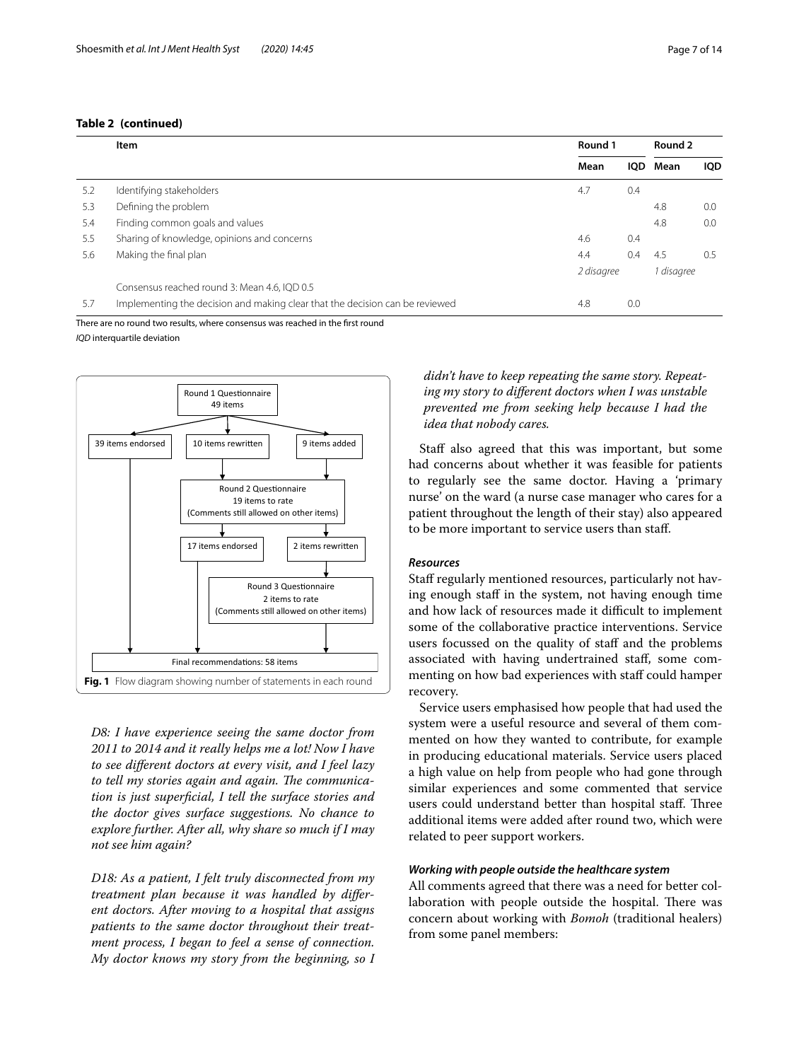**Table 2 (continued)**

| | Item | Round 1 | | Round 2 | |
|---|---|---|---|---|---|
| | | Mean | IQD | Mean | IQD |
| 5.2 | Identifying stakeholders | 4.7 | 0.4 | | |
| 5.3 | Defining the problem | | | 4.8 | 0.0 |
| 5.4 | Finding common goals and values | | | 4.8 | 0.0 |
| 5.5 | Sharing of knowledge, opinions and concerns | 4.6 | 0.4 | | |
| 5.6 | Making the final plan | 4.4 | 0.4 | 4.5 | 0.5 |
| | | *2 disagree* | | *1 disagree* | |
| | Consensus reached round 3: Mean 4.6, IQD 0.5 | | | | |
| 5.7 | Implementing the decision and making clear that the decision can be reviewed | 4.8 | 0.0 | | |

There are no round two results, where consensus was reached in the first round

*IQD* interquartile deviation

Round 1 Questionnaire 49 items → 39 items endorsed; 10 items rewritten; 9 items added → Round 2 Questionnaire 19 items to rate (Comments still allowed on other items) → 17 items endorsed; 2 items rewritten → Round 3 Questionnaire 2 items to rate (Comments still allowed on other items) → Final recommendations: 58 items

**Fig. 1** Flow diagram showing number of statements in each round

*D8: I have experience seeing the same doctor from 2011 to 2014 and it really helps me a lot! Now I have to see different doctors at every visit, and I feel lazy to tell my stories again and again. The communication is just superficial, I tell the surface stories and the doctor gives surface suggestions. No chance to explore further. After all, why share so much if I may not see him again?*

*D18: As a patient, I felt truly disconnected from my treatment plan because it was handled by different doctors. After moving to a hospital that assigns patients to the same doctor throughout their treatment process, I began to feel a sense of connection. My doctor knows my story from the beginning, so I didn't have to keep repeating the same story. Repeating my story to different doctors when I was unstable prevented me from seeking help because I had the idea that nobody cares.*

Staff also agreed that this was important, but some had concerns about whether it was feasible for patients to regularly see the same doctor. Having a 'primary nurse' on the ward (a nurse case manager who cares for a patient throughout the length of their stay) also appeared to be more important to service users than staff.

#### *Resources*

Staff regularly mentioned resources, particularly not having enough staff in the system, not having enough time and how lack of resources made it difficult to implement some of the collaborative practice interventions. Service users focussed on the quality of staff and the problems associated with having undertrained staff, some commenting on how bad experiences with staff could hamper recovery.

Service users emphasised how people that had used the system were a useful resource and several of them commented on how they wanted to contribute, for example in producing educational materials. Service users placed a high value on help from people who had gone through similar experiences and some commented that service users could understand better than hospital staff. Three additional items were added after round two, which were related to peer support workers.

#### *Working with people outside the healthcare system*

All comments agreed that there was a need for better collaboration with people outside the hospital. There was concern about working with *Bomoh* (traditional healers) from some panel members: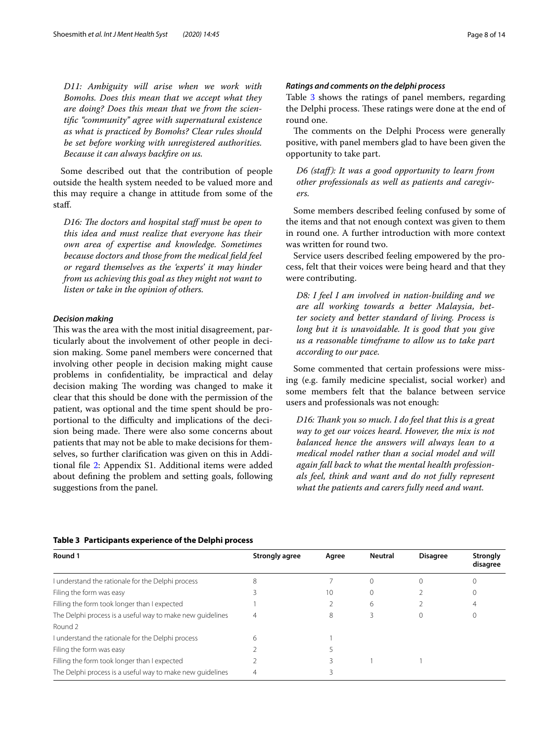*D11: Ambiguity will arise when we work with Bomohs. Does this mean that we accept what they are doing? Does this mean that we from the scientific "community" agree with supernatural existence as what is practiced by Bomohs? Clear rules should be set before working with unregistered authorities. Because it can always backfire on us.*

Some described out that the contribution of people outside the health system needed to be valued more and this may require a change in attitude from some of the staff.

*D16: The doctors and hospital staff must be open to this idea and must realize that everyone has their own area of expertise and knowledge. Sometimes because doctors and those from the medical field feel or regard themselves as the 'experts' it may hinder from us achieving this goal as they might not want to listen or take in the opinion of others.*

### *Decision making*

This was the area with the most initial disagreement, particularly about the involvement of other people in decision making. Some panel members were concerned that involving other people in decision making might cause problems in confidentiality, be impractical and delay decision making The wording was changed to make it clear that this should be done with the permission of the patient, was optional and the time spent should be proportional to the difficulty and implications of the decision being made. There were also some concerns about patients that may not be able to make decisions for themselves, so further clarification was given on this in Additional file 2: Appendix S1. Additional items were added about defining the problem and setting goals, following suggestions from the panel.

### *Ratings and comments on the delphi process*

Table 3 shows the ratings of panel members, regarding the Delphi process. These ratings were done at the end of round one.

The comments on the Delphi Process were generally positive, with panel members glad to have been given the opportunity to take part.

*D6 (staff): It was a good opportunity to learn from other professionals as well as patients and caregivers.*

Some members described feeling confused by some of the items and that not enough context was given to them in round one. A further introduction with more context was written for round two.

Service users described feeling empowered by the process, felt that their voices were being heard and that they were contributing.

*D8: I feel I am involved in nation-building and we are all working towards a better Malaysia, better society and better standard of living. Process is long but it is unavoidable. It is good that you give us a reasonable timeframe to allow us to take part according to our pace.*

Some commented that certain professions were missing (e.g. family medicine specialist, social worker) and some members felt that the balance between service users and professionals was not enough:

*D16: Thank you so much. I do feel that this is a great way to get our voices heard. However, the mix is not balanced hence the answers will always lean to a medical model rather than a social model and will again fall back to what the mental health professionals feel, think and want and do not fully represent what the patients and carers fully need and want.*

**Table 3 Participants experience of the Delphi process**

| Round 1 | Strongly agree | Agree | Neutral | Disagree | Strongly disagree |
|---|---|---|---|---|---|
| I understand the rationale for the Delphi process | 8 | 7 | 0 | 0 | 0 |
| Filing the form was easy | 3 | 10 | 0 | 2 | 0 |
| Filling the form took longer than I expected | 1 | 2 | 6 | 2 | 4 |
| The Delphi process is a useful way to make new guidelines | 4 | 8 | 3 | 0 | 0 |
| Round 2 | | | | | |
| I understand the rationale for the Delphi process | 6 | 1 | | | |
| Filing the form was easy | 2 | 5 | | | |
| Filling the form took longer than I expected | 2 | 3 | 1 | 1 | |
| The Delphi process is a useful way to make new guidelines | 4 | 3 | | | |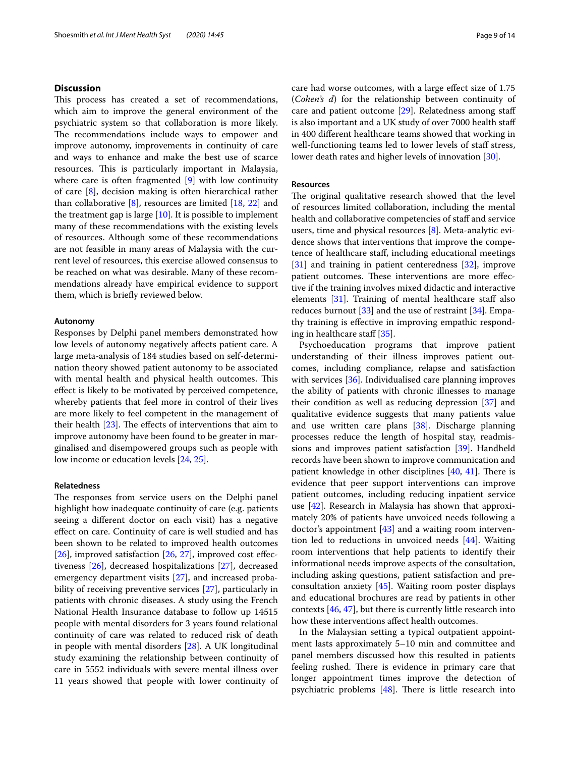## Discussion

This process has created a set of recommendations, which aim to improve the general environment of the psychiatric system so that collaboration is more likely. The recommendations include ways to empower and improve autonomy, improvements in continuity of care and ways to enhance and make the best use of scarce resources. This is particularly important in Malaysia, where care is often fragmented [9] with low continuity of care [8], decision making is often hierarchical rather than collaborative [8], resources are limited [18, 22] and the treatment gap is large [10]. It is possible to implement many of these recommendations with the existing levels of resources. Although some of these recommendations are not feasible in many areas of Malaysia with the current level of resources, this exercise allowed consensus to be reached on what was desirable. Many of these recommendations already have empirical evidence to support them, which is briefly reviewed below.

### Autonomy

Responses by Delphi panel members demonstrated how low levels of autonomy negatively affects patient care. A large meta-analysis of 184 studies based on self-determination theory showed patient autonomy to be associated with mental health and physical health outcomes. This effect is likely to be motivated by perceived competence, whereby patients that feel more in control of their lives are more likely to feel competent in the management of their health [23]. The effects of interventions that aim to improve autonomy have been found to be greater in marginalised and disempowered groups such as people with low income or education levels [24, 25].

### Relatedness

The responses from service users on the Delphi panel highlight how inadequate continuity of care (e.g. patients seeing a different doctor on each visit) has a negative effect on care. Continuity of care is well studied and has been shown to be related to improved health outcomes [26], improved satisfaction [26, 27], improved cost effectiveness [26], decreased hospitalizations [27], decreased emergency department visits [27], and increased probability of receiving preventive services [27], particularly in patients with chronic diseases. A study using the French National Health Insurance database to follow up 14515 people with mental disorders for 3 years found relational continuity of care was related to reduced risk of death in people with mental disorders [28]. A UK longitudinal study examining the relationship between continuity of care in 5552 individuals with severe mental illness over 11 years showed that people with lower continuity of care had worse outcomes, with a large effect size of 1.75 (*Cohen's d*) for the relationship between continuity of care and patient outcome [29]. Relatedness among staff is also important and a UK study of over 7000 health staff in 400 different healthcare teams showed that working in well-functioning teams led to lower levels of staff stress, lower death rates and higher levels of innovation [30].

### Resources

The original qualitative research showed that the level of resources limited collaboration, including the mental health and collaborative competencies of staff and service users, time and physical resources [8]. Meta-analytic evidence shows that interventions that improve the competence of healthcare staff, including educational meetings [31] and training in patient centeredness [32], improve patient outcomes. These interventions are more effective if the training involves mixed didactic and interactive elements [31]. Training of mental healthcare staff also reduces burnout [33] and the use of restraint [34]. Empathy training is effective in improving empathic responding in healthcare staff [35].

Psychoeducation programs that improve patient understanding of their illness improves patient outcomes, including compliance, relapse and satisfaction with services [36]. Individualised care planning improves the ability of patients with chronic illnesses to manage their condition as well as reducing depression [37] and qualitative evidence suggests that many patients value and use written care plans [38]. Discharge planning processes reduce the length of hospital stay, readmissions and improves patient satisfaction [39]. Handheld records have been shown to improve communication and patient knowledge in other disciplines [40, 41]. There is evidence that peer support interventions can improve patient outcomes, including reducing inpatient service use [42]. Research in Malaysia has shown that approximately 20% of patients have unvoiced needs following a doctor's appointment [43] and a waiting room intervention led to reductions in unvoiced needs [44]. Waiting room interventions that help patients to identify their informational needs improve aspects of the consultation, including asking questions, patient satisfaction and preconsultation anxiety [45]. Waiting room poster displays and educational brochures are read by patients in other contexts [46, 47], but there is currently little research into how these interventions affect health outcomes.

In the Malaysian setting a typical outpatient appointment lasts approximately 5–10 min and committee and panel members discussed how this resulted in patients feeling rushed. There is evidence in primary care that longer appointment times improve the detection of psychiatric problems [48]. There is little research into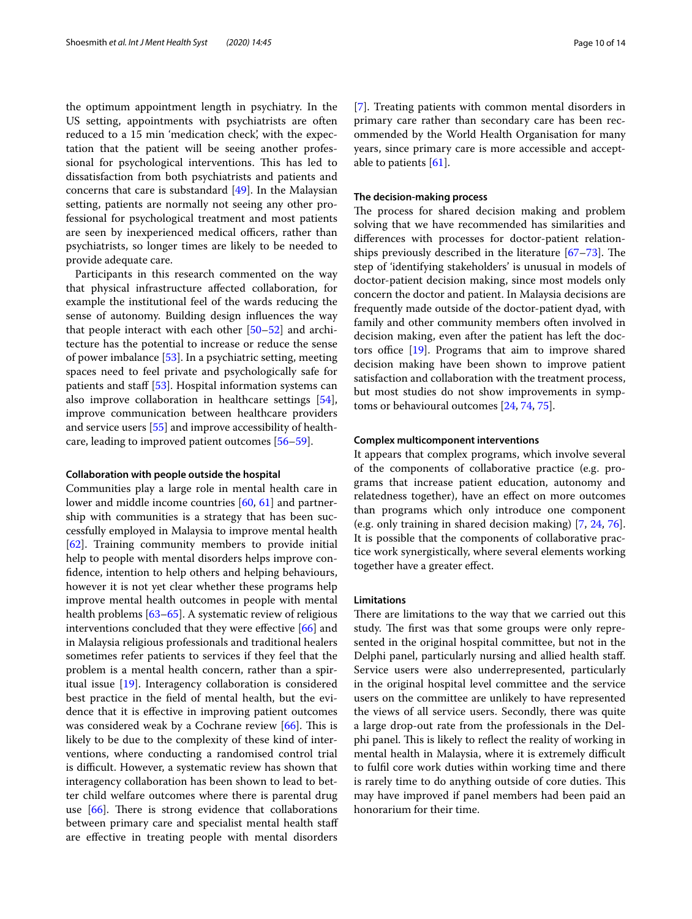the optimum appointment length in psychiatry. In the US setting, appointments with psychiatrists are often reduced to a 15 min 'medication check', with the expectation that the patient will be seeing another professional for psychological interventions. This has led to dissatisfaction from both psychiatrists and patients and concerns that care is substandard [49]. In the Malaysian setting, patients are normally not seeing any other professional for psychological treatment and most patients are seen by inexperienced medical officers, rather than psychiatrists, so longer times are likely to be needed to provide adequate care.

Participants in this research commented on the way that physical infrastructure affected collaboration, for example the institutional feel of the wards reducing the sense of autonomy. Building design influences the way that people interact with each other [50–52] and architecture has the potential to increase or reduce the sense of power imbalance [53]. In a psychiatric setting, meeting spaces need to feel private and psychologically safe for patients and staff [53]. Hospital information systems can also improve collaboration in healthcare settings [54], improve communication between healthcare providers and service users [55] and improve accessibility of healthcare, leading to improved patient outcomes [56–59].

### Collaboration with people outside the hospital

Communities play a large role in mental health care in lower and middle income countries [60, 61] and partnership with communities is a strategy that has been successfully employed in Malaysia to improve mental health [62]. Training community members to provide initial help to people with mental disorders helps improve confidence, intention to help others and helping behaviours, however it is not yet clear whether these programs help improve mental health outcomes in people with mental health problems [63–65]. A systematic review of religious interventions concluded that they were effective [66] and in Malaysia religious professionals and traditional healers sometimes refer patients to services if they feel that the problem is a mental health concern, rather than a spiritual issue [19]. Interagency collaboration is considered best practice in the field of mental health, but the evidence that it is effective in improving patient outcomes was considered weak by a Cochrane review [66]. This is likely to be due to the complexity of these kind of interventions, where conducting a randomised control trial is difficult. However, a systematic review has shown that interagency collaboration has been shown to lead to better child welfare outcomes where there is parental drug use [66]. There is strong evidence that collaborations between primary care and specialist mental health staff are effective in treating people with mental disorders [7]. Treating patients with common mental disorders in primary care rather than secondary care has been recommended by the World Health Organisation for many years, since primary care is more accessible and acceptable to patients [61].

### The decision-making process

The process for shared decision making and problem solving that we have recommended has similarities and differences with processes for doctor-patient relationships previously described in the literature [67–73]. The step of 'identifying stakeholders' is unusual in models of doctor-patient decision making, since most models only concern the doctor and patient. In Malaysia decisions are frequently made outside of the doctor-patient dyad, with family and other community members often involved in decision making, even after the patient has left the doctors office [19]. Programs that aim to improve shared decision making have been shown to improve patient satisfaction and collaboration with the treatment process, but most studies do not show improvements in symptoms or behavioural outcomes [24, 74, 75].

### Complex multicomponent interventions

It appears that complex programs, which involve several of the components of collaborative practice (e.g. programs that increase patient education, autonomy and relatedness together), have an effect on more outcomes than programs which only introduce one component (e.g. only training in shared decision making) [7, 24, 76]. It is possible that the components of collaborative practice work synergistically, where several elements working together have a greater effect.

### Limitations

There are limitations to the way that we carried out this study. The first was that some groups were only represented in the original hospital committee, but not in the Delphi panel, particularly nursing and allied health staff. Service users were also underrepresented, particularly in the original hospital level committee and the service users on the committee are unlikely to have represented the views of all service users. Secondly, there was quite a large drop-out rate from the professionals in the Delphi panel. This is likely to reflect the reality of working in mental health in Malaysia, where it is extremely difficult to fulfil core work duties within working time and there is rarely time to do anything outside of core duties. This may have improved if panel members had been paid an honorarium for their time.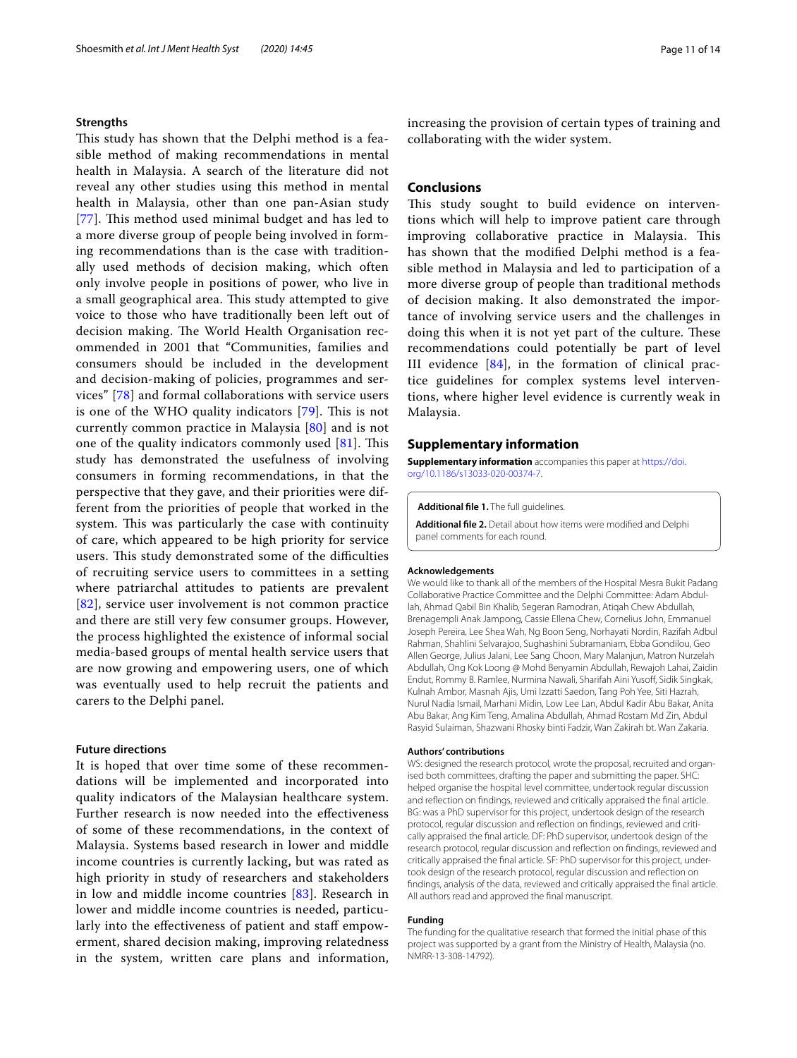### Strengths

This study has shown that the Delphi method is a feasible method of making recommendations in mental health in Malaysia. A search of the literature did not reveal any other studies using this method in mental health in Malaysia, other than one pan-Asian study [77]. This method used minimal budget and has led to a more diverse group of people being involved in forming recommendations than is the case with traditionally used methods of decision making, which often only involve people in positions of power, who live in a small geographical area. This study attempted to give voice to those who have traditionally been left out of decision making. The World Health Organisation recommended in 2001 that "Communities, families and consumers should be included in the development and decision-making of policies, programmes and services" [78] and formal collaborations with service users is one of the WHO quality indicators [79]. This is not currently common practice in Malaysia [80] and is not one of the quality indicators commonly used [81]. This study has demonstrated the usefulness of involving consumers in forming recommendations, in that the perspective that they gave, and their priorities were different from the priorities of people that worked in the system. This was particularly the case with continuity of care, which appeared to be high priority for service users. This study demonstrated some of the difficulties of recruiting service users to committees in a setting where patriarchal attitudes to patients are prevalent [82], service user involvement is not common practice and there are still very few consumer groups. However, the process highlighted the existence of informal social media-based groups of mental health service users that are now growing and empowering users, one of which was eventually used to help recruit the patients and carers to the Delphi panel.

### Future directions

It is hoped that over time some of these recommendations will be implemented and incorporated into quality indicators of the Malaysian healthcare system. Further research is now needed into the effectiveness of some of these recommendations, in the context of Malaysia. Systems based research in lower and middle income countries is currently lacking, but was rated as high priority in study of researchers and stakeholders in low and middle income countries [83]. Research in lower and middle income countries is needed, particularly into the effectiveness of patient and staff empowerment, shared decision making, improving relatedness in the system, written care plans and information, increasing the provision of certain types of training and collaborating with the wider system.

## Conclusions

This study sought to build evidence on interventions which will help to improve patient care through improving collaborative practice in Malaysia. This has shown that the modified Delphi method is a feasible method in Malaysia and led to participation of a more diverse group of people than traditional methods of decision making. It also demonstrated the importance of involving service users and the challenges in doing this when it is not yet part of the culture. These recommendations could potentially be part of level III evidence [84], in the formation of clinical practice guidelines for complex systems level interventions, where higher level evidence is currently weak in Malaysia.

## Supplementary information

**Supplementary information** accompanies this paper at https://doi.org/10.1186/s13033-020-00374-7.

**Additional file 1.** The full guidelines.

**Additional file 2.** Detail about how items were modified and Delphi panel comments for each round.

#### Acknowledgements

We would like to thank all of the members of the Hospital Mesra Bukit Padang Collaborative Practice Committee and the Delphi Committee: Adam Abdullah, Ahmad Qabil Bin Khalib, Segeran Ramodran, Atiqah Chew Abdullah, Brenagempli Anak Jampong, Cassie Ellena Chew, Cornelius John, Emmanuel Joseph Pereira, Lee Shea Wah, Ng Boon Seng, Norhayati Nordin, Razifah Adbul Rahman, Shahlini Selvarajoo, Sughashini Subramaniam, Ebba Gondilou, Geo Allen George, Julius Jalani, Lee Sang Choon, Mary Malanjun, Matron Nurzelah Abdullah, Ong Kok Loong @ Mohd Benyamin Abdullah, Rewajoh Lahai, Zaidin Endut, Rommy B. Ramlee, Nurmina Nawali, Sharifah Aini Yusoff, Sidik Singkak, Kulnah Ambor, Masnah Ajis, Umi Izzatti Saedon, Tang Poh Yee, Siti Hazrah, Nurul Nadia Ismail, Marhani Midin, Low Lee Lan, Abdul Kadir Abu Bakar, Anita Abu Bakar, Ang Kim Teng, Amalina Abdullah, Ahmad Rostam Md Zin, Abdul Rasyid Sulaiman, Shazwani Rhosky binti Fadzir, Wan Zakirah bt. Wan Zakaria.

#### Authors' contributions

WS: designed the research protocol, wrote the proposal, recruited and organised both committees, drafting the paper and submitting the paper. SHC: helped organise the hospital level committee, undertook regular discussion and reflection on findings, reviewed and critically appraised the final article. BG: was a PhD supervisor for this project, undertook design of the research protocol, regular discussion and reflection on findings, reviewed and critically appraised the final article. DF: PhD supervisor, undertook design of the research protocol, regular discussion and reflection on findings, reviewed and critically appraised the final article. SF: PhD supervisor for this project, undertook design of the research protocol, regular discussion and reflection on findings, analysis of the data, reviewed and critically appraised the final article. All authors read and approved the final manuscript.

#### Funding

The funding for the qualitative research that formed the initial phase of this project was supported by a grant from the Ministry of Health, Malaysia (no. NMRR-13-308-14792).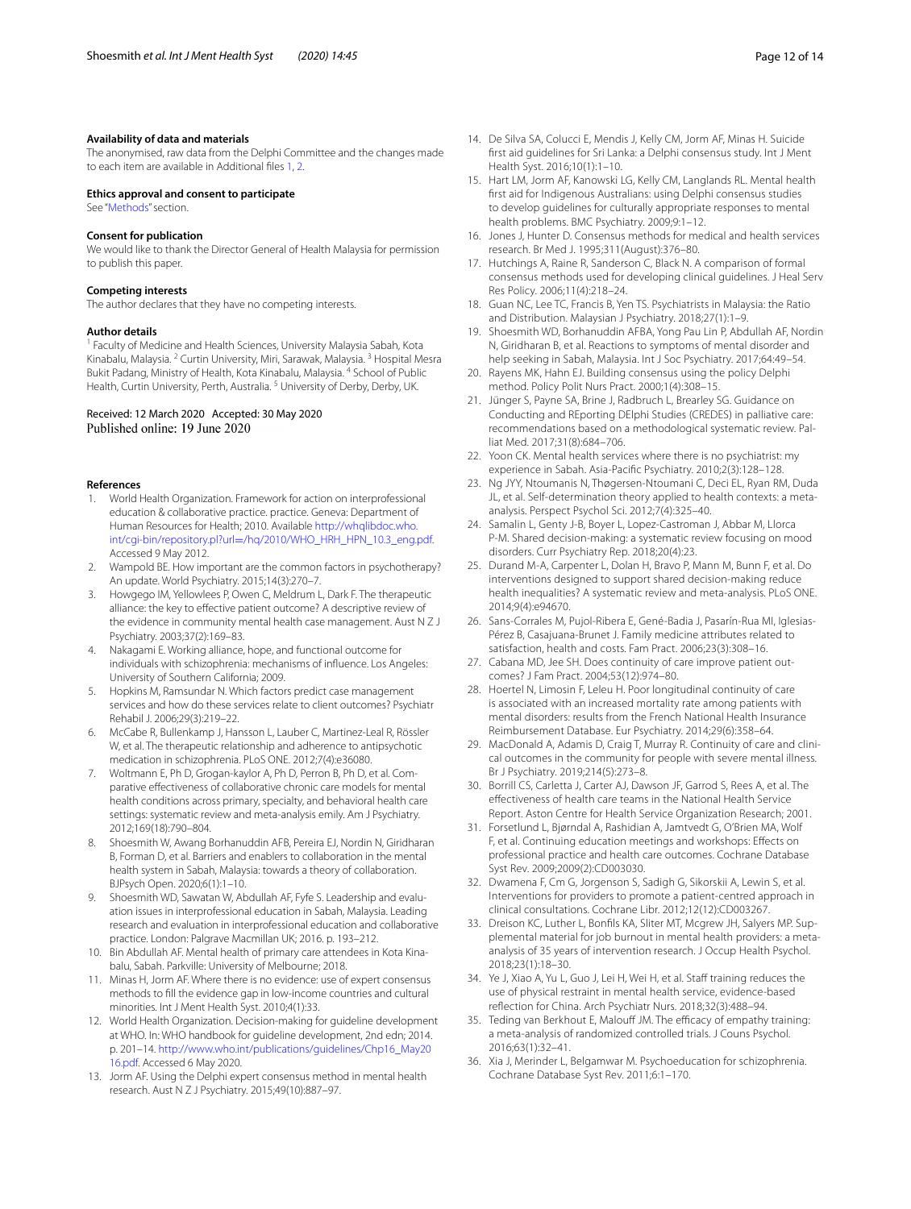### Availability of data and materials

The anonymised, raw data from the Delphi Committee and the changes made to each item are available in Additional files 1, 2.

### Ethics approval and consent to participate

See "Methods" section.

### Consent for publication

We would like to thank the Director General of Health Malaysia for permission to publish this paper.

### Competing interests

The author declares that they have no competing interests.

### Author details

[1] Faculty of Medicine and Health Sciences, University Malaysia Sabah, Kota Kinabalu, Malaysia. [2] Curtin University, Miri, Sarawak, Malaysia. [3] Hospital Mesra Bukit Padang, Ministry of Health, Kota Kinabalu, Malaysia. [4] School of Public Health, Curtin University, Perth, Australia. [5] University of Derby, Derby, UK.

Received: 12 March 2020 Accepted: 30 May 2020
Published online: 19 June 2020

### References

1. World Health Organization. Framework for action on interprofessional education & collaborative practice. practice. Geneva: Department of Human Resources for Health; 2010. Available http://whqlibdoc.who.int/cgi-bin/repository.pl?url=/hq/2010/WHO_HRH_HPN_10.3_eng.pdf. Accessed 9 May 2012.
2. Wampold BE. How important are the common factors in psychotherapy? An update. World Psychiatry. 2015;14(3):270–7.
3. Howgego IM, Yellowlees P, Owen C, Meldrum L, Dark F. The therapeutic alliance: the key to effective patient outcome? A descriptive review of the evidence in community mental health case management. Aust N Z J Psychiatry. 2003;37(2):169–83.
4. Nakagami E. Working alliance, hope, and functional outcome for individuals with schizophrenia: mechanisms of influence. Los Angeles: University of Southern California; 2009.
5. Hopkins M, Ramsundar N. Which factors predict case management services and how do these services relate to client outcomes? Psychiatr Rehabil J. 2006;29(3):219–22.
6. McCabe R, Bullenkamp J, Hansson L, Lauber C, Martinez-Leal R, Rössler W, et al. The therapeutic relationship and adherence to antipsychotic medication in schizophrenia. PLoS ONE. 2012;7(4):e36080.
7. Woltmann E, Ph D, Grogan-kaylor A, Ph D, Perron B, Ph D, et al. Comparative effectiveness of collaborative chronic care models for mental health conditions across primary, specialty, and behavioral health care settings: systematic review and meta-analysis emily. Am J Psychiatry. 2012;169(18):790–804.
8. Shoesmith W, Awang Borhanuddin AFB, Pereira EJ, Nordin N, Giridharan B, Forman D, et al. Barriers and enablers to collaboration in the mental health system in Sabah, Malaysia: towards a theory of collaboration. BJPsych Open. 2020;6(1):1–10.
9. Shoesmith WD, Sawatan W, Abdullah AF, Fyfe S. Leadership and evaluation issues in interprofessional education in Sabah, Malaysia. Leading research and evaluation in interprofessional education and collaborative practice. London: Palgrave Macmillan UK; 2016. p. 193–212.
10. Bin Abdullah AF. Mental health of primary care attendees in Kota Kinabalu, Sabah. Parkville: University of Melbourne; 2018.
11. Minas H, Jorm AF. Where there is no evidence: use of expert consensus methods to fill the evidence gap in low-income countries and cultural minorities. Int J Ment Health Syst. 2010;4(1):33.
12. World Health Organization. Decision-making for guideline development at WHO. In: WHO handbook for guideline development, 2nd edn; 2014. p. 201–14. http://www.who.int/publications/guidelines/Chp16_May2016.pdf. Accessed 6 May 2020.
13. Jorm AF. Using the Delphi expert consensus method in mental health research. Aust N Z J Psychiatry. 2015;49(10):887–97.
14. De Silva SA, Colucci E, Mendis J, Kelly CM, Jorm AF, Minas H. Suicide first aid guidelines for Sri Lanka: a Delphi consensus study. Int J Ment Health Syst. 2016;10(1):1–10.
15. Hart LM, Jorm AF, Kanowski LG, Kelly CM, Langlands RL. Mental health first aid for Indigenous Australians: using Delphi consensus studies to develop guidelines for culturally appropriate responses to mental health problems. BMC Psychiatry. 2009;9:1–12.
16. Jones J, Hunter D. Consensus methods for medical and health services research. Br Med J. 1995;311(August):376–80.
17. Hutchings A, Raine R, Sanderson C, Black N. A comparison of formal consensus methods used for developing clinical guidelines. J Heal Serv Res Policy. 2006;11(4):218–24.
18. Guan NC, Lee TC, Francis B, Yen TS. Psychiatrists in Malaysia: the Ratio and Distribution. Malaysian J Psychiatry. 2018;27(1):1–9.
19. Shoesmith WD, Borhanuddin AFBA, Yong Pau Lin P, Abdullah AF, Nordin N, Giridharan B, et al. Reactions to symptoms of mental disorder and help seeking in Sabah, Malaysia. Int J Soc Psychiatry. 2017;64:49–54.
20. Rayens MK, Hahn EJ. Building consensus using the policy Delphi method. Policy Polit Nurs Pract. 2000;1(4):308–15.
21. Jünger S, Payne SA, Brine J, Radbruch L, Brearley SG. Guidance on Conducting and REporting DElphi Studies (CREDES) in palliative care: recommendations based on a methodological systematic review. Palliat Med. 2017;31(8):684–706.
22. Yoon CK. Mental health services where there is no psychiatrist: my experience in Sabah. Asia-Pacific Psychiatry. 2010;2(3):128–128.
23. Ng JYY, Ntoumanis N, Thøgersen-Ntoumani C, Deci EL, Ryan RM, Duda JL, et al. Self-determination theory applied to health contexts: a meta-analysis. Perspect Psychol Sci. 2012;7(4):325–40.
24. Samalin L, Genty J-B, Boyer L, Lopez-Castroman J, Abbar M, Llorca P-M. Shared decision-making: a systematic review focusing on mood disorders. Curr Psychiatry Rep. 2018;20(4):23.
25. Durand M-A, Carpenter L, Dolan H, Bravo P, Mann M, Bunn F, et al. Do interventions designed to support shared decision-making reduce health inequalities? A systematic review and meta-analysis. PLoS ONE. 2014;9(4):e94670.
26. Sans-Corrales M, Pujol-Ribera E, Gené-Badia J, Pasarín-Rua MI, Iglesias-Pérez B, Casajuana-Brunet J. Family medicine attributes related to satisfaction, health and costs. Fam Pract. 2006;23(3):308–16.
27. Cabana MD, Jee SH. Does continuity of care improve patient outcomes? J Fam Pract. 2004;53(12):974–80.
28. Hoertel N, Limosin F, Leleu H. Poor longitudinal continuity of care is associated with an increased mortality rate among patients with mental disorders: results from the French National Health Insurance Reimbursement Database. Eur Psychiatry. 2014;29(6):358–64.
29. MacDonald A, Adamis D, Craig T, Murray R. Continuity of care and clinical outcomes in the community for people with severe mental illness. Br J Psychiatry. 2019;214(5):273–8.
30. Borrill CS, Carletta J, Carter AJ, Dawson JF, Garrod S, Rees A, et al. The effectiveness of health care teams in the National Health Service Report. Aston Centre for Health Service Organization Research; 2001.
31. Forsetlund L, Bjørndal A, Rashidian A, Jamtvedt G, O'Brien MA, Wolf F, et al. Continuing education meetings and workshops: Effects on professional practice and health care outcomes. Cochrane Database Syst Rev. 2009;2009(2):CD003030.
32. Dwamena F, Cm G, Jorgenson S, Sadigh G, Sikorskii A, Lewin S, et al. Interventions for providers to promote a patient-centred approach in clinical consultations. Cochrane Libr. 2012;12(12):CD003267.
33. Dreison KC, Luther L, Bonfils KA, Sliter MT, Mcgrew JH, Salyers MP. Supplemental material for job burnout in mental health providers: a meta-analysis of 35 years of intervention research. J Occup Health Psychol. 2018;23(1):18–30.
34. Ye J, Xiao A, Yu L, Guo J, Lei H, Wei H, et al. Staff training reduces the use of physical restraint in mental health service, evidence-based reflection for China. Arch Psychiatr Nurs. 2018;32(3):488–94.
35. Teding van Berkhout E, Malouff JM. The efficacy of empathy training: a meta-analysis of randomized controlled trials. J Couns Psychol. 2016;63(1):32–41.
36. Xia J, Merinder L, Belgamwar M. Psychoeducation for schizophrenia. Cochrane Database Syst Rev. 2011;6:1–170.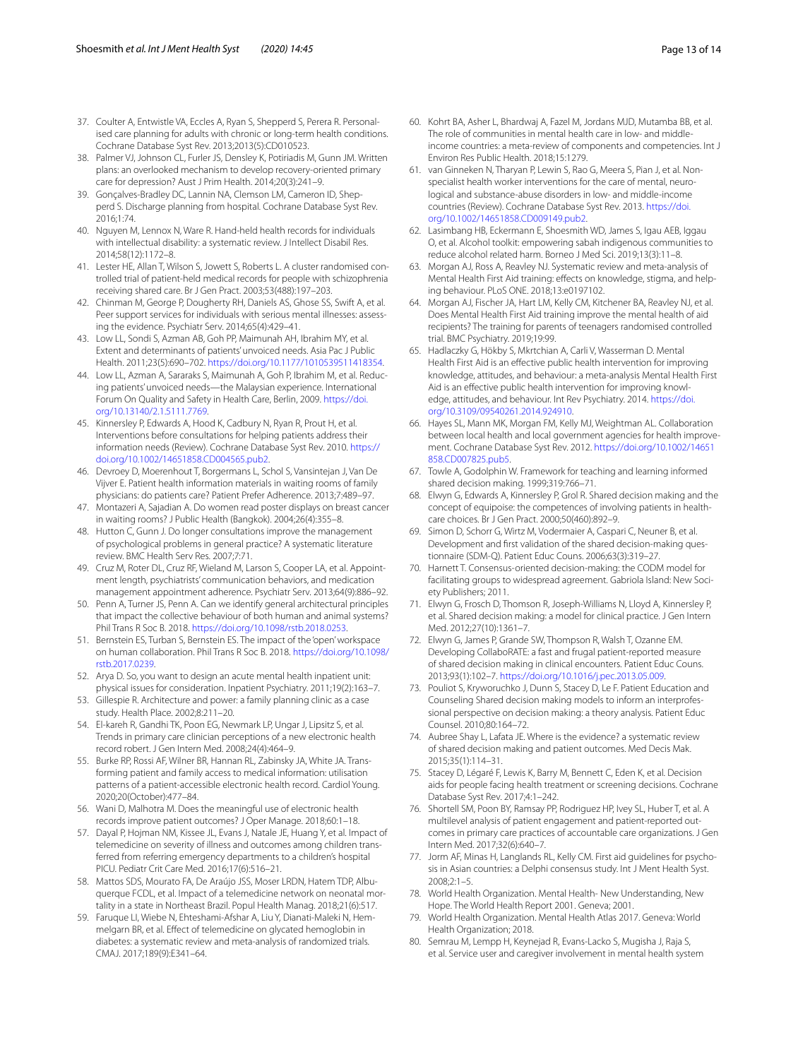37. Coulter A, Entwistle VA, Eccles A, Ryan S, Shepperd S, Perera R. Personalised care planning for adults with chronic or long-term health conditions. Cochrane Database Syst Rev. 2013;2013(5):CD010523.
38. Palmer VJ, Johnson CL, Furler JS, Densley K, Potiriadis M, Gunn JM. Written plans: an overlooked mechanism to develop recovery-oriented primary care for depression? Aust J Prim Health. 2014;20(3):241–9.
39. Gonçalves-Bradley DC, Lannin NA, Clemson LM, Cameron ID, Shepperd S. Discharge planning from hospital. Cochrane Database Syst Rev. 2016;1:74.
40. Nguyen M, Lennox N, Ware R. Hand-held health records for individuals with intellectual disability: a systematic review. J Intellect Disabil Res. 2014;58(12):1172–8.
41. Lester HE, Allan T, Wilson S, Jowett S, Roberts L. A cluster randomised controlled trial of patient-held medical records for people with schizophrenia receiving shared care. Br J Gen Pract. 2003;53(488):197–203.
42. Chinman M, George P, Dougherty RH, Daniels AS, Ghose SS, Swift A, et al. Peer support services for individuals with serious mental illnesses: assessing the evidence. Psychiatr Serv. 2014;65(4):429–41.
43. Low LL, Sondi S, Azman AB, Goh PP, Maimunah AH, Ibrahim MY, et al. Extent and determinants of patients' unvoiced needs. Asia Pac J Public Health. 2011;23(5):690–702. https://doi.org/10.1177/1010539511418354.
44. Low LL, Azman A, Sararaks S, Maimunah A, Goh P, Ibrahim M, et al. Reducing patients' unvoiced needs—the Malaysian experience. International Forum On Quality and Safety in Health Care, Berlin, 2009. https://doi.org/10.13140/2.1.5111.7769.
45. Kinnersley P, Edwards A, Hood K, Cadbury N, Ryan R, Prout H, et al. Interventions before consultations for helping patients address their information needs (Review). Cochrane Database Syst Rev. 2010. https://doi.org/10.1002/14651858.CD004565.pub2.
46. Devroey D, Moerenhout T, Borgermans L, Schol S, Vansintejan J, Van De Vijver E. Patient health information materials in waiting rooms of family physicians: do patients care? Patient Prefer Adherence. 2013;7:489–97.
47. Montazeri A, Sajadian A. Do women read poster displays on breast cancer in waiting rooms? J Public Health (Bangkok). 2004;26(4):355–8.
48. Hutton C, Gunn J. Do longer consultations improve the management of psychological problems in general practice? A systematic literature review. BMC Health Serv Res. 2007;7:71.
49. Cruz M, Roter DL, Cruz RF, Wieland M, Larson S, Cooper LA, et al. Appointment length, psychiatrists' communication behaviors, and medication management appointment adherence. Psychiatr Serv. 2013;64(9):886–92.
50. Penn A, Turner JS, Penn A. Can we identify general architectural principles that impact the collective behaviour of both human and animal systems? Phil Trans R Soc B. 2018. https://doi.org/10.1098/rstb.2018.0253.
51. Bernstein ES, Turban S, Bernstein ES. The impact of the 'open' workspace on human collaboration. Phil Trans R Soc B. 2018. https://doi.org/10.1098/rstb.2017.0239.
52. Arya D. So, you want to design an acute mental health inpatient unit: physical issues for consideration. Inpatient Psychiatry. 2011;19(2):163–7.
53. Gillespie R. Architecture and power: a family planning clinic as a case study. Health Place. 2002;8:211–20.
54. El-kareh R, Gandhi TK, Poon EG, Newmark LP, Ungar J, Lipsitz S, et al. Trends in primary care clinician perceptions of a new electronic health record robert. J Gen Intern Med. 2008;24(4):464–9.
55. Burke RP, Rossi AF, Wilner BR, Hannan RL, Zabinsky JA, White JA. Transforming patient and family access to medical information: utilisation patterns of a patient-accessible electronic health record. Cardiol Young. 2020;20(October):477–84.
56. Wani D, Malhotra M. Does the meaningful use of electronic health records improve patient outcomes? J Oper Manage. 2018;60:1–18.
57. Dayal P, Hojman NM, Kissee JL, Evans J, Natale JE, Huang Y, et al. Impact of telemedicine on severity of illness and outcomes among children transferred from referring emergency departments to a children's hospital PICU. Pediatr Crit Care Med. 2016;17(6):516–21.
58. Mattos SDS, Mourato FA, De Araújo JSS, Moser LRDN, Hatem TDP, Albuquerque FCDL, et al. Impact of a telemedicine network on neonatal mortality in a state in Northeast Brazil. Popul Health Manag. 2018;21(6):517.
59. Faruque LI, Wiebe N, Ehteshami-Afshar A, Liu Y, Dianati-Maleki N, Hemmelgarn BR, et al. Effect of telemedicine on glycated hemoglobin in diabetes: a systematic review and meta-analysis of randomized trials. CMAJ. 2017;189(9):E341–64.
60. Kohrt BA, Asher L, Bhardwaj A, Fazel M, Jordans MJD, Mutamba BB, et al. The role of communities in mental health care in low- and middle-income countries: a meta-review of components and competencies. Int J Environ Res Public Health. 2018;15:1279.
61. van Ginneken N, Tharyan P, Lewin S, Rao G, Meera S, Pian J, et al. Non-specialist health worker interventions for the care of mental, neurological and substance-abuse disorders in low- and middle-income countries (Review). Cochrane Database Syst Rev. 2013. https://doi.org/10.1002/14651858.CD009149.pub2.
62. Lasimbang HB, Eckermann E, Shoesmith WD, James S, Igau AEB, Iggau O, et al. Alcohol toolkit: empowering sabah indigenous communities to reduce alcohol related harm. Borneo J Med Sci. 2019;13(3):11–8.
63. Morgan AJ, Ross A, Reavley NJ. Systematic review and meta-analysis of Mental Health First Aid training: effects on knowledge, stigma, and helping behaviour. PLoS ONE. 2018;13:e0197102.
64. Morgan AJ, Fischer JA, Hart LM, Kelly CM, Kitchener BA, Reavley NJ, et al. Does Mental Health First Aid training improve the mental health of aid recipients? The training for parents of teenagers randomised controlled trial. BMC Psychiatry. 2019;19:99.
65. Hadlaczky G, Hökby S, Mkrtchian A, Carli V, Wasserman D. Mental Health First Aid is an effective public health intervention for improving knowledge, attitudes, and behaviour: a meta-analysis Mental Health First Aid is an effective public health intervention for improving knowledge, attitudes, and behaviour. Int Rev Psychiatry. 2014. https://doi.org/10.3109/09540261.2014.924910.
66. Hayes SL, Mann MK, Morgan FM, Kelly MJ, Weightman AL. Collaboration between local health and local government agencies for health improvement. Cochrane Database Syst Rev. 2012. https://doi.org/10.1002/14651858.CD007825.pub5.
67. Towle A, Godolphin W. Framework for teaching and learning informed shared decision making. 1999;319:766–71.
68. Elwyn G, Edwards A, Kinnersley P, Grol R. Shared decision making and the concept of equipoise: the competences of involving patients in healthcare choices. Br J Gen Pract. 2000;50(460):892–9.
69. Simon D, Schorr G, Wirtz M, Vodermaier A, Caspari C, Neuner B, et al. Development and first validation of the shared decision-making questionnaire (SDM-Q). Patient Educ Couns. 2006;63(3):319–27.
70. Harnett T. Consensus-oriented decision-making: the CODM model for facilitating groups to widespread agreement. Gabriola Island: New Society Publishers; 2011.
71. Elwyn G, Frosch D, Thomson R, Joseph-Williams N, Lloyd A, Kinnersley P, et al. Shared decision making: a model for clinical practice. J Gen Intern Med. 2012;27(10):1361–7.
72. Elwyn G, James P, Grande SW, Thompson R, Walsh T, Ozanne EM. Developing CollaboRATE: a fast and frugal patient-reported measure of shared decision making in clinical encounters. Patient Educ Couns. 2013;93(1):102–7. https://doi.org/10.1016/j.pec.2013.05.009.
73. Pouliot S, Kryworuchko J, Dunn S, Stacey D, Le F. Patient Education and Counseling Shared decision making models to inform an interprofessional perspective on decision making: a theory analysis. Patient Educ Counsel. 2010;80:164–72.
74. Aubree Shay L, Lafata JE. Where is the evidence? a systematic review of shared decision making and patient outcomes. Med Decis Mak. 2015;35(1):114–31.
75. Stacey D, Légaré F, Lewis K, Barry M, Bennett C, Eden K, et al. Decision aids for people facing health treatment or screening decisions. Cochrane Database Syst Rev. 2017;4:1–242.
76. Shortell SM, Poon BY, Ramsay PP, Rodriguez HP, Ivey SL, Huber T, et al. A multilevel analysis of patient engagement and patient-reported outcomes in primary care practices of accountable care organizations. J Gen Intern Med. 2017;32(6):640–7.
77. Jorm AF, Minas H, Langlands RL, Kelly CM. First aid guidelines for psychosis in Asian countries: a Delphi consensus study. Int J Ment Health Syst. 2008;2:1–5.
78. World Health Organization. Mental Health- New Understanding, New Hope. The World Health Report 2001. Geneva; 2001.
79. World Health Organization. Mental Health Atlas 2017. Geneva: World Health Organization; 2018.
80. Semrau M, Lempp H, Keynejad R, Evans-Lacko S, Mugisha J, Raja S, et al. Service user and caregiver involvement in mental health system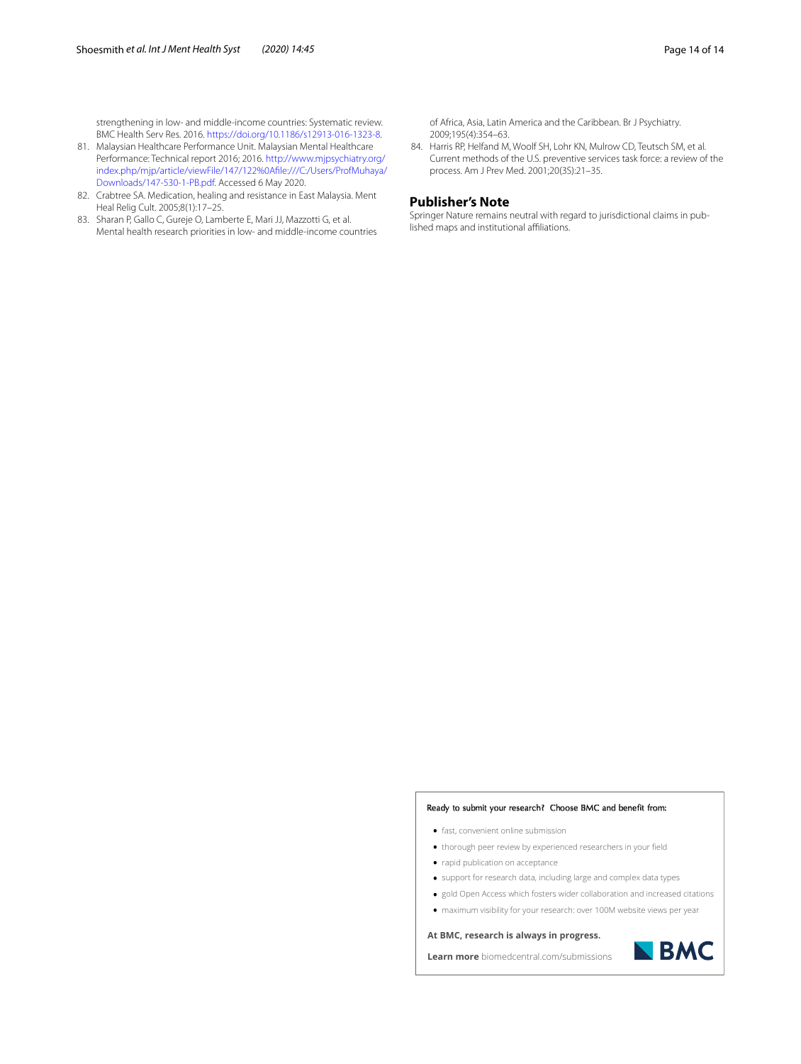strengthening in low- and middle-income countries: Systematic review. BMC Health Serv Res. 2016. https://doi.org/10.1186/s12913-016-1323-8.

81. Malaysian Healthcare Performance Unit. Malaysian Mental Healthcare Performance: Technical report 2016; 2016. http://www.mjpsychiatry.org/index.php/mjp/article/viewFile/147/122%0Afile:///C:/Users/ProfMuhaya/Downloads/147-530-1-PB.pdf. Accessed 6 May 2020.
82. Crabtree SA. Medication, healing and resistance in East Malaysia. Ment Heal Relig Cult. 2005;8(1):17–25.
83. Sharan P, Gallo C, Gureje O, Lamberte E, Mari JJ, Mazzotti G, et al. Mental health research priorities in low- and middle-income countries of Africa, Asia, Latin America and the Caribbean. Br J Psychiatry. 2009;195(4):354–63.
84. Harris RP, Helfand M, Woolf SH, Lohr KN, Mulrow CD, Teutsch SM, et al. Current methods of the U.S. preventive services task force: a review of the process. Am J Prev Med. 2001;20(3S):21–35.

## Publisher's Note

Springer Nature remains neutral with regard to jurisdictional claims in published maps and institutional affiliations.

Ready to submit your research? Choose BMC and benefit from:

- fast, convenient online submission
- thorough peer review by experienced researchers in your field
- rapid publication on acceptance
- support for research data, including large and complex data types
- gold Open Access which fosters wider collaboration and increased citations
- maximum visibility for your research: over 100M website views per year

**At BMC, research is always in progress.**

**Learn more** biomedcentral.com/submissions

BMC